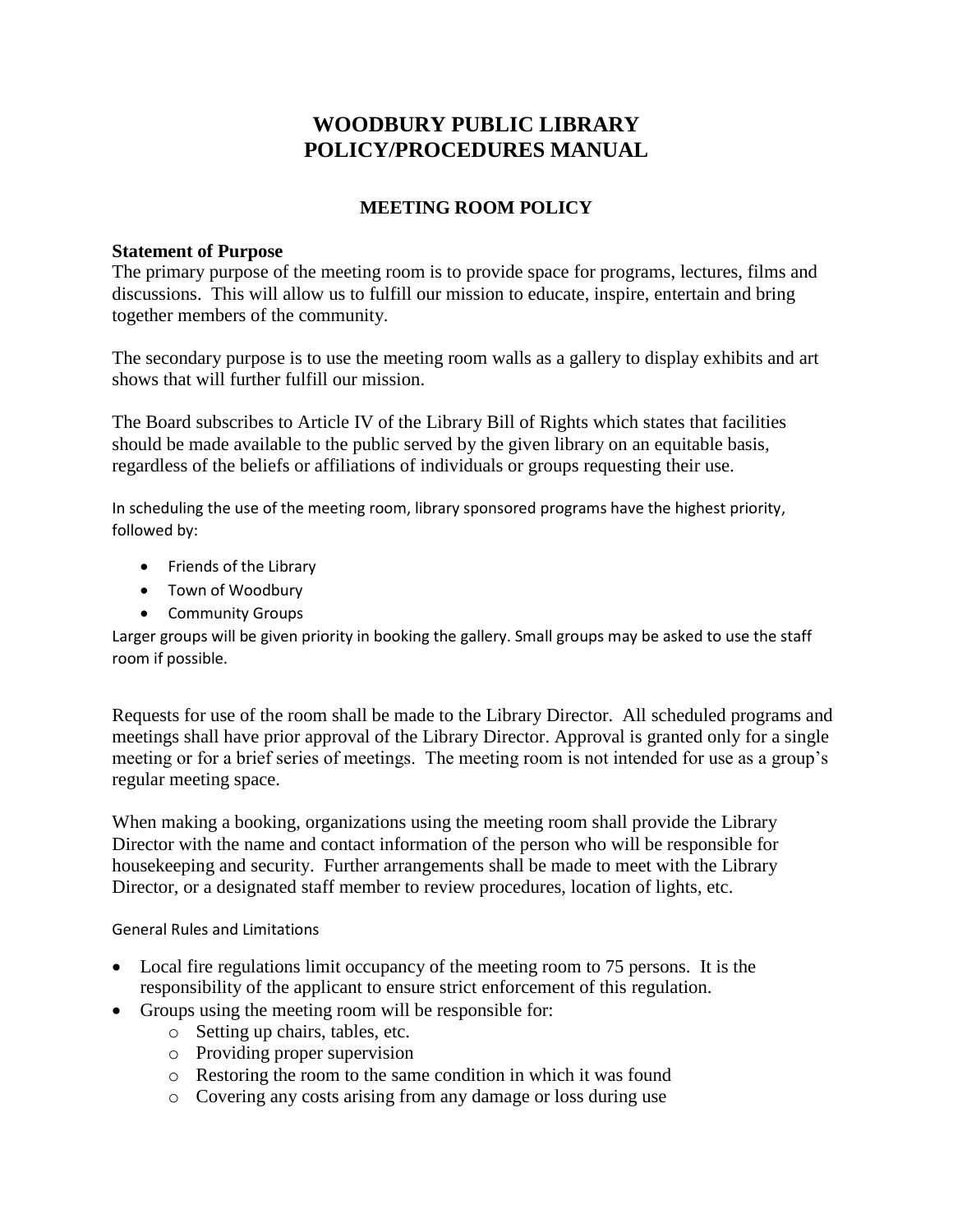# WOODBURY PUBLIC LIBRARY
# POLICY/PROCEDURES MANUAL

## MEETING ROOM POLICY

**Statement of Purpose**

The primary purpose of the meeting room is to provide space for programs, lectures, films and discussions. This will allow us to fulfill our mission to educate, inspire, entertain and bring together members of the community.

The secondary purpose is to use the meeting room walls as a gallery to display exhibits and art shows that will further fulfill our mission.

The Board subscribes to Article IV of the Library Bill of Rights which states that facilities should be made available to the public served by the given library on an equitable basis, regardless of the beliefs or affiliations of individuals or groups requesting their use.

In scheduling the use of the meeting room, library sponsored programs have the highest priority, followed by:

- Friends of the Library
- Town of Woodbury
- Community Groups

Larger groups will be given priority in booking the gallery. Small groups may be asked to use the staff room if possible.

Requests for use of the room shall be made to the Library Director. All scheduled programs and meetings shall have prior approval of the Library Director. Approval is granted only for a single meeting or for a brief series of meetings. The meeting room is not intended for use as a group's regular meeting space.

When making a booking, organizations using the meeting room shall provide the Library Director with the name and contact information of the person who will be responsible for housekeeping and security. Further arrangements shall be made to meet with the Library Director, or a designated staff member to review procedures, location of lights, etc.

General Rules and Limitations

- Local fire regulations limit occupancy of the meeting room to 75 persons. It is the responsibility of the applicant to ensure strict enforcement of this regulation.
- Groups using the meeting room will be responsible for:
  - Setting up chairs, tables, etc.
  - Providing proper supervision
  - Restoring the room to the same condition in which it was found
  - Covering any costs arising from any damage or loss during use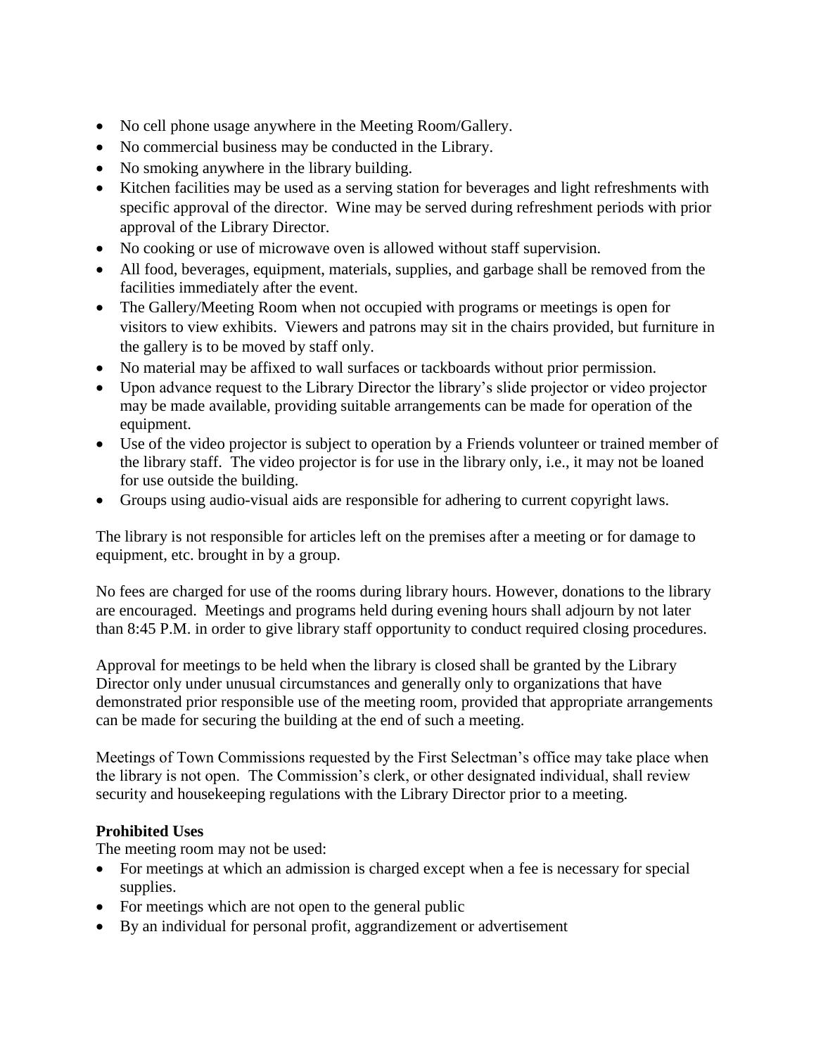- No cell phone usage anywhere in the Meeting Room/Gallery.
- No commercial business may be conducted in the Library.
- No smoking anywhere in the library building.
- Kitchen facilities may be used as a serving station for beverages and light refreshments with specific approval of the director. Wine may be served during refreshment periods with prior approval of the Library Director.
- No cooking or use of microwave oven is allowed without staff supervision.
- All food, beverages, equipment, materials, supplies, and garbage shall be removed from the facilities immediately after the event.
- The Gallery/Meeting Room when not occupied with programs or meetings is open for visitors to view exhibits. Viewers and patrons may sit in the chairs provided, but furniture in the gallery is to be moved by staff only.
- No material may be affixed to wall surfaces or tackboards without prior permission.
- Upon advance request to the Library Director the library's slide projector or video projector may be made available, providing suitable arrangements can be made for operation of the equipment.
- Use of the video projector is subject to operation by a Friends volunteer or trained member of the library staff. The video projector is for use in the library only, i.e., it may not be loaned for use outside the building.
- Groups using audio-visual aids are responsible for adhering to current copyright laws.

The library is not responsible for articles left on the premises after a meeting or for damage to equipment, etc. brought in by a group.

No fees are charged for use of the rooms during library hours. However, donations to the library are encouraged. Meetings and programs held during evening hours shall adjourn by not later than 8:45 P.M. in order to give library staff opportunity to conduct required closing procedures.

Approval for meetings to be held when the library is closed shall be granted by the Library Director only under unusual circumstances and generally only to organizations that have demonstrated prior responsible use of the meeting room, provided that appropriate arrangements can be made for securing the building at the end of such a meeting.

Meetings of Town Commissions requested by the First Selectman's office may take place when the library is not open. The Commission's clerk, or other designated individual, shall review security and housekeeping regulations with the Library Director prior to a meeting.

**Prohibited Uses**

The meeting room may not be used:

- For meetings at which an admission is charged except when a fee is necessary for special supplies.
- For meetings which are not open to the general public
- By an individual for personal profit, aggrandizement or advertisement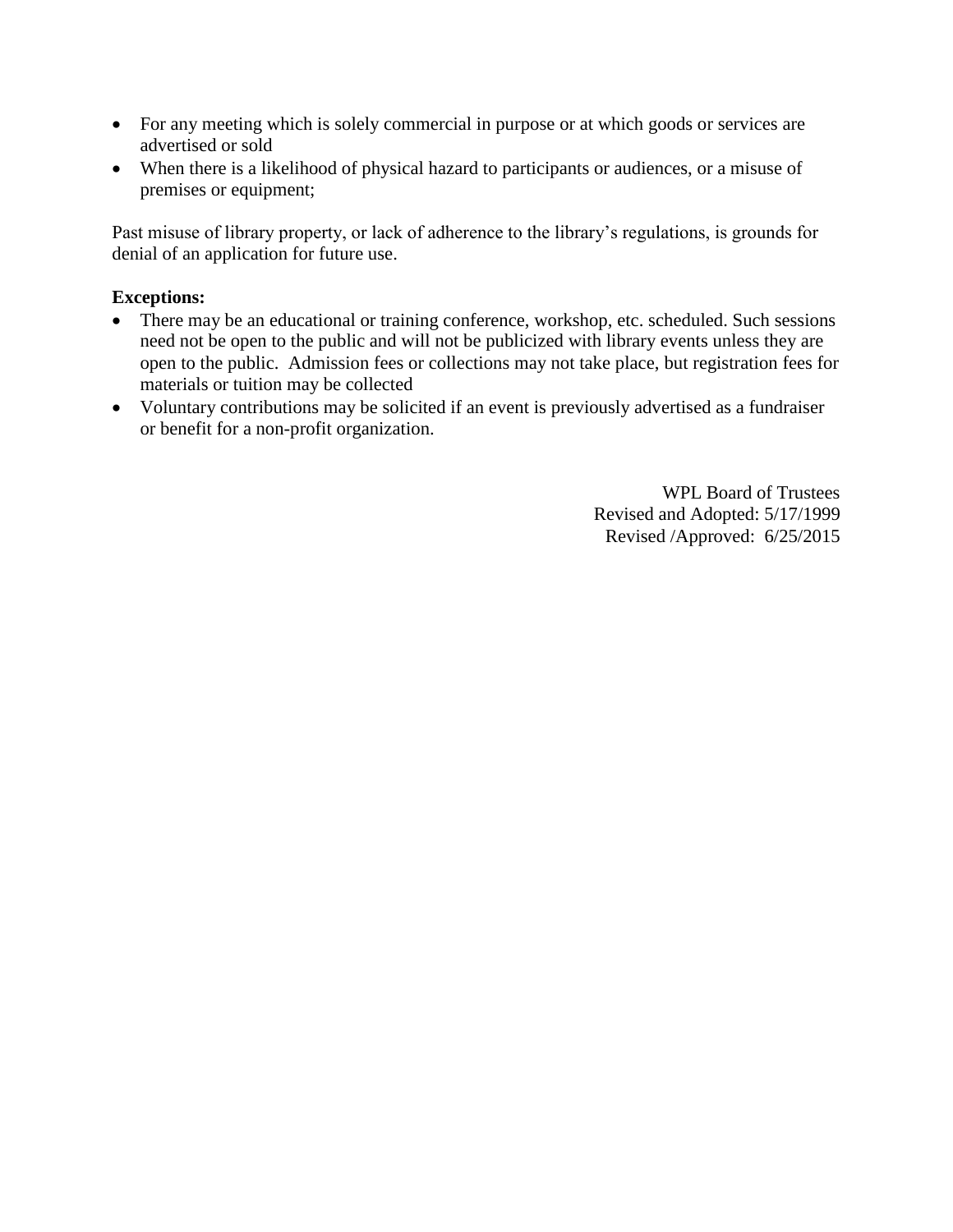- For any meeting which is solely commercial in purpose or at which goods or services are advertised or sold
- When there is a likelihood of physical hazard to participants or audiences, or a misuse of premises or equipment;

Past misuse of library property, or lack of adherence to the library's regulations, is grounds for denial of an application for future use.

**Exceptions:**

- There may be an educational or training conference, workshop, etc. scheduled. Such sessions need not be open to the public and will not be publicized with library events unless they are open to the public. Admission fees or collections may not take place, but registration fees for materials or tuition may be collected
- Voluntary contributions may be solicited if an event is previously advertised as a fundraiser or benefit for a non-profit organization.

WPL Board of Trustees
Revised and Adopted: 5/17/1999
Revised /Approved: 6/25/2015